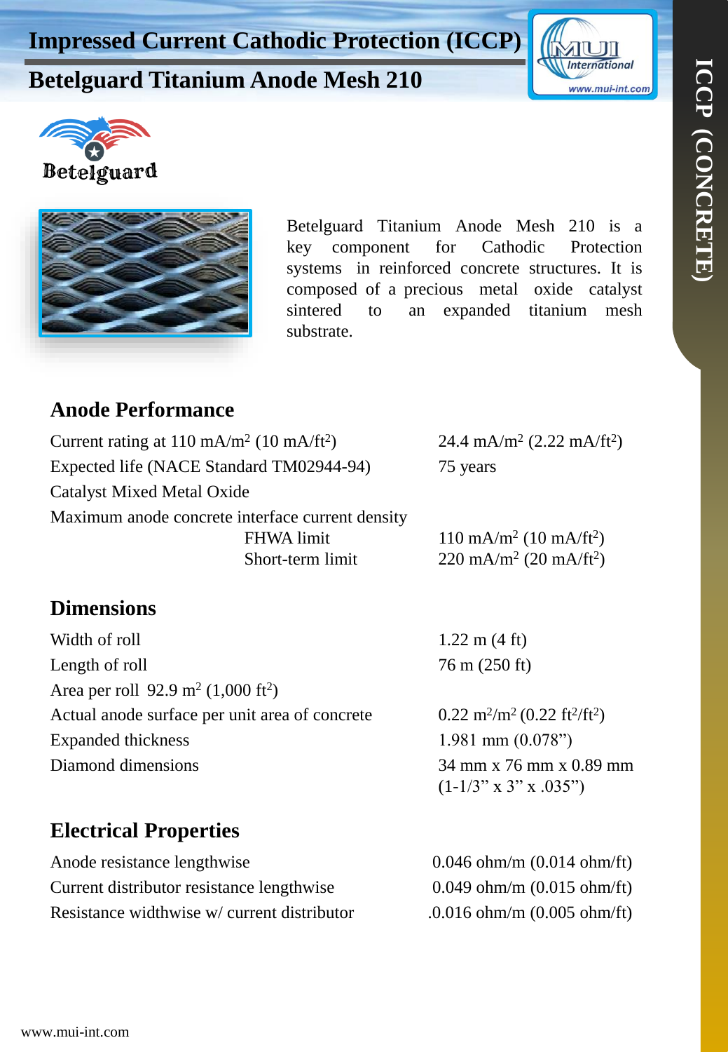# Impressed Current Cathodic Protection (ICCP)

## Betelguard Titanium Anode Mesh 210

Betelguard

Betelguard Titanium Anode Mesh 210 is a key component for Cathodic Protection systems in reinforced concrete structures. It is composed of a precious metal oxide catalyst sintered to an expanded titanium mesh substrate.

## Anode Performance

| | |
|---|---|
| Current rating at 110 mA/m$^2$ (10 mA/ft$^2$) | 24.4 mA/m$^2$ (2.22 mA/ft$^2$) |
| Expected life (NACE Standard TM02944-94) | 75 years |
| Catalyst Mixed Metal Oxide | |
| Maximum anode concrete interface current density | |
| FHWA limit | 110 mA/m$^2$ (10 mA/ft$^2$) |
| Short-term limit | 220 mA/m$^2$ (20 mA/ft$^2$) |

## Dimensions

| | |
|---|---|
| Width of roll | 1.22 m (4 ft) |
| Length of roll | 76 m (250 ft) |
| Area per roll 92.9 m$^2$ (1,000 ft$^2$) | |
| Actual anode surface per unit area of concrete | 0.22 m$^2$/m$^2$ (0.22 ft$^2$/ft$^2$) |
| Expanded thickness | 1.981 mm (0.078”) |
| Diamond dimensions | 34 mm x 76 mm x 0.89 mm (1-1/3” x 3” x .035”) |

## Electrical Properties

| | |
|---|---|
| Anode resistance lengthwise | 0.046 ohm/m (0.014 ohm/ft) |
| Current distributor resistance lengthwise | 0.049 ohm/m (0.015 ohm/ft) |
| Resistance widthwise w/ current distributor | .0.016 ohm/m (0.005 ohm/ft) |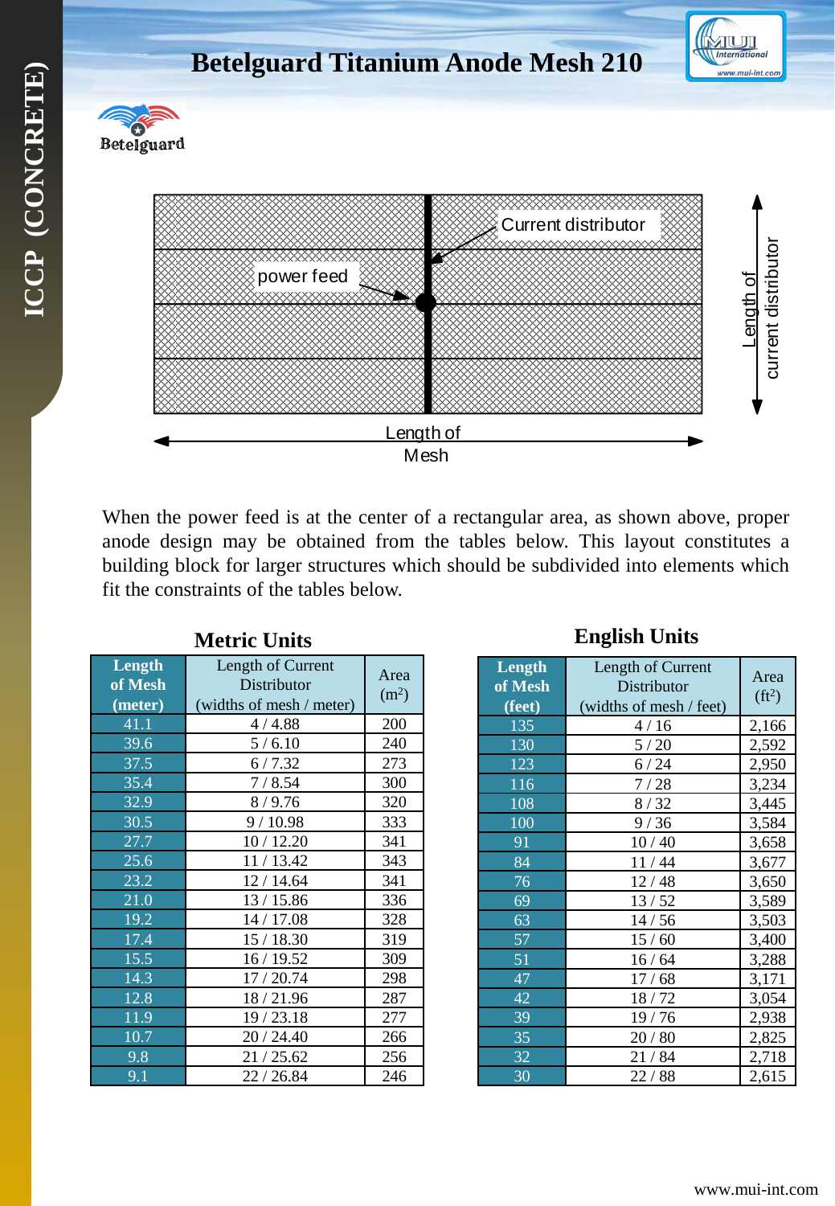# Betelguard Titanium Anode Mesh 210

Betelguard

Current distributor

power feed

Length of current distributor

Length of Mesh

When the power feed is at the center of a rectangular area, as shown above, proper anode design may be obtained from the tables below. This layout constitutes a building block for larger structures which should be subdivided into elements which fit the constraints of the tables below.

### Metric Units

| Length of Mesh (meter) | Length of Current Distributor (widths of mesh / meter) | Area ($m^2$) |
|---|---|---|
| 41.1 | 4 / 4.88 | 200 |
| 39.6 | 5 / 6.10 | 240 |
| 37.5 | 6 / 7.32 | 273 |
| 35.4 | 7 / 8.54 | 300 |
| 32.9 | 8 / 9.76 | 320 |
| 30.5 | 9 / 10.98 | 333 |
| 27.7 | 10 / 12.20 | 341 |
| 25.6 | 11 / 13.42 | 343 |
| 23.2 | 12 / 14.64 | 341 |
| 21.0 | 13 / 15.86 | 336 |
| 19.2 | 14 / 17.08 | 328 |
| 17.4 | 15 / 18.30 | 319 |
| 15.5 | 16 / 19.52 | 309 |
| 14.3 | 17 / 20.74 | 298 |
| 12.8 | 18 / 21.96 | 287 |
| 11.9 | 19 / 23.18 | 277 |
| 10.7 | 20 / 24.40 | 266 |
| 9.8 | 21 / 25.62 | 256 |
| 9.1 | 22 / 26.84 | 246 |

### English Units

| Length of Mesh (feet) | Length of Current Distributor (widths of mesh / feet) | Area ($ft^2$) |
|---|---|---|
| 135 | 4 / 16 | 2,166 |
| 130 | 5 / 20 | 2,592 |
| 123 | 6 / 24 | 2,950 |
| 116 | 7 / 28 | 3,234 |
| 108 | 8 / 32 | 3,445 |
| 100 | 9 / 36 | 3,584 |
| 91 | 10 / 40 | 3,658 |
| 84 | 11 / 44 | 3,677 |
| 76 | 12 / 48 | 3,650 |
| 69 | 13 / 52 | 3,589 |
| 63 | 14 / 56 | 3,503 |
| 57 | 15 / 60 | 3,400 |
| 51 | 16 / 64 | 3,288 |
| 47 | 17 / 68 | 3,171 |
| 42 | 18 / 72 | 3,054 |
| 39 | 19 / 76 | 2,938 |
| 35 | 20 / 80 | 2,825 |
| 32 | 21 / 84 | 2,718 |
| 30 | 22 / 88 | 2,615 |